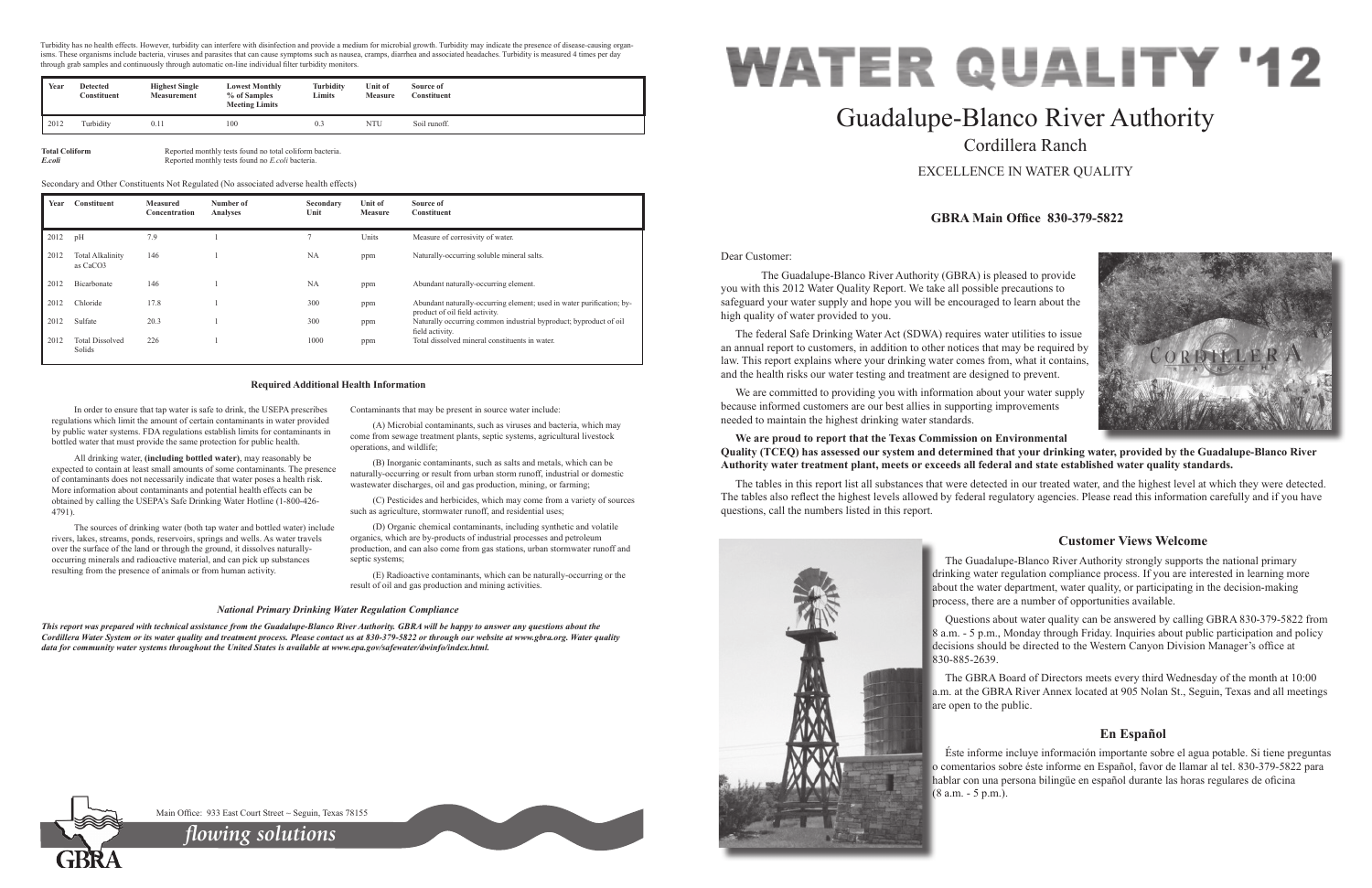Turbidity has no health effects. However, turbidity can interfere with disinfection and provide a medium for microbial growth. Turbidity may indicate the presence of disease-causing organisms. These organisms include bacteria, viruses and parasites that can cause symptoms such as nausea, cramps, diarrhea and associated headaches. Turbidity is measured 4 times per day through grab samples and continuously through automatic on-line individual filter turbidity monitors.

| Year | Detected Constituent | Highest Single Measurement | Lowest Monthly % of Samples Meeting Limits | Turbidity Limits | Unit of Measure | Source of Constituent |
|---|---|---|---|---|---|---|
| 2012 | Turbidity | 0.11 | 100 | 0.3 | NTU | Soil runoff. |

**Total Coliform** Reported monthly tests found no total coliform bacteria.
***E.coli*** Reported monthly tests found no *E.coli* bacteria.

Secondary and Other Constituents Not Regulated (No associated adverse health effects)

| Year | Constituent | Measured Concentration | Number of Analyses | Secondary Unit | Unit of Measure | Source of Constituent |
|---|---|---|---|---|---|---|
| 2012 | pH | 7.9 | 1 | 7 | Units | Measure of corrosivity of water. |
| 2012 | Total Alkalinity as $CaCO_3$ | 146 | 1 | NA | ppm | Naturally-occurring soluble mineral salts. |
| 2012 | Bicarbonate | 146 | 1 | NA | ppm | Abundant naturally-occurring element. |
| 2012 | Chloride | 17.8 | 1 | 300 | ppm | Abundant naturally-occurring element; used in water purification; by-product of oil field activity. |
| 2012 | Sulfate | 20.3 | 1 | 300 | ppm | Naturally occurring common industrial byproduct; byproduct of oil field activity. |
| 2012 | Total Dissolved Solids | 226 | 1 | 1000 | ppm | Total dissolved mineral constituents in water. |

### Required Additional Health Information

In order to ensure that tap water is safe to drink, the USEPA prescribes regulations which limit the amount of certain contaminants in water provided by public water systems. FDA regulations establish limits for contaminants in bottled water that must provide the same protection for public health.

All drinking water, **(including bottled water)**, may reasonably be expected to contain at least small amounts of some contaminants. The presence of contaminants does not necessarily indicate that water poses a health risk. More information about contaminants and potential health effects can be obtained by calling the USEPA's Safe Drinking Water Hotline (1-800-426-4791).

The sources of drinking water (both tap water and bottled water) include rivers, lakes, streams, ponds, reservoirs, springs and wells. As water travels over the surface of the land or through the ground, it dissolves naturally-occurring minerals and radioactive material, and can pick up substances resulting from the presence of animals or from human activity.

Contaminants that may be present in source water include:

(A) Microbial contaminants, such as viruses and bacteria, which may come from sewage treatment plants, septic systems, agricultural livestock operations, and wildlife;

(B) Inorganic contaminants, such as salts and metals, which can be naturally-occurring or result from urban storm runoff, industrial or domestic wastewater discharges, oil and gas production, mining, or farming;

(C) Pesticides and herbicides, which may come from a variety of sources such as agriculture, stormwater runoff, and residential uses;

(D) Organic chemical contaminants, including synthetic and volatile organics, which are by-products of industrial processes and petroleum production, and can also come from gas stations, urban stormwater runoff and septic systems;

(E) Radioactive contaminants, which can be naturally-occurring or the result of oil and gas production and mining activities.

### *National Primary Drinking Water Regulation Compliance*

***This report was prepared with technical assistance from the Guadalupe-Blanco River Authority. GBRA will be happy to answer any questions about the Cordillera Water System or its water quality and treatment process. Please contact us at 830-379-5822 or through our website at www.gbra.org. Water quality data for community water systems throughout the United States is available at www.epa.gov/safewater/dwinfo/index.html.***

Main Office: 933 East Court Street – Seguin, Texas 78155

GBRA *flowing solutions*

# WATER QUALITY '12

## Guadalupe-Blanco River Authority

Cordillera Ranch

EXCELLENCE IN WATER QUALITY

**GBRA Main Office 830-379-5822**

Dear Customer:

The Guadalupe-Blanco River Authority (GBRA) is pleased to provide you with this 2012 Water Quality Report. We take all possible precautions to safeguard your water supply and hope you will be encouraged to learn about the high quality of water provided to you.

The federal Safe Drinking Water Act (SDWA) requires water utilities to issue an annual report to customers, in addition to other notices that may be required by law. This report explains where your drinking water comes from, what it contains, and the health risks our water testing and treatment are designed to prevent.

We are committed to providing you with information about your water supply because informed customers are our best allies in supporting improvements needed to maintain the highest drinking water standards.

**We are proud to report that the Texas Commission on Environmental Quality (TCEQ) has assessed our system and determined that your drinking water, provided by the Guadalupe-Blanco River Authority water treatment plant, meets or exceeds all federal and state established water quality standards.**

The tables in this report list all substances that were detected in our treated water, and the highest level at which they were detected. The tables also reflect the highest levels allowed by federal regulatory agencies. Please read this information carefully and if you have questions, call the numbers listed in this report.

### Customer Views Welcome

The Guadalupe-Blanco River Authority strongly supports the national primary drinking water regulation compliance process. If you are interested in learning more about the water department, water quality, or participating in the decision-making process, there are a number of opportunities available.

Questions about water quality can be answered by calling GBRA 830-379-5822 from 8 a.m. - 5 p.m., Monday through Friday. Inquiries about public participation and policy decisions should be directed to the Western Canyon Division Manager's office at 830-885-2639.

The GBRA Board of Directors meets every third Wednesday of the month at 10:00 a.m. at the GBRA River Annex located at 905 Nolan St., Seguin, Texas and all meetings are open to the public.

### En Español

Éste informe incluye información importante sobre el agua potable. Si tiene preguntas o comentarios sobre éste informe en Español, favor de llamar al tel. 830-379-5822 para hablar con una persona bilingüe en español durante las horas regulares de oficina (8 a.m. - 5 p.m.).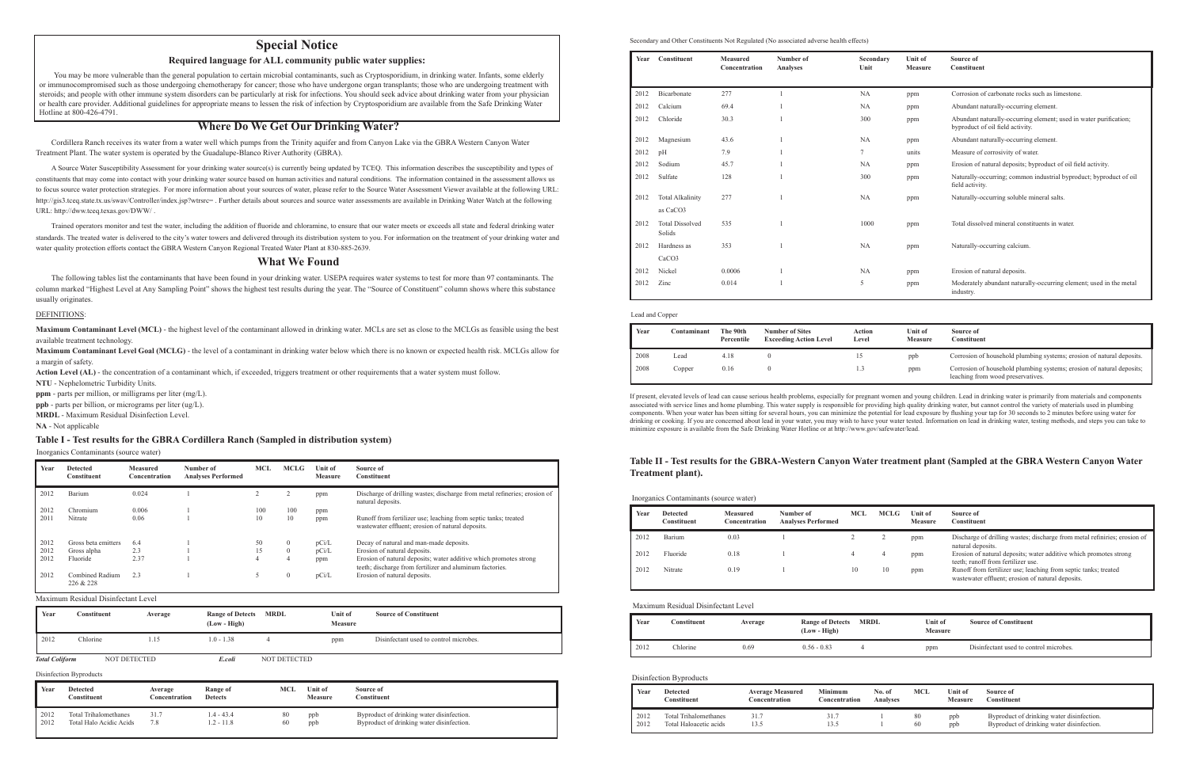# Special Notice

### Required language for ALL community public water supplies:

You may be more vulnerable than the general population to certain microbial contaminants, such as Cryptosporidium, in drinking water. Infants, some elderly or immunocompromised such as those undergoing chemotherapy for cancer; those who have undergone organ transplants; those who are undergoing treatment with steroids; and people with other immune system disorders can be particularly at risk for infections. You should seek advice about drinking water from your physician or health care provider. Additional guidelines for appropriate means to lessen the risk of infection by Cryptosporidium are available from the Safe Drinking Water Hotline at 800-426-4791.

## Where Do We Get Our Drinking Water?

Cordillera Ranch receives its water from a water well which pumps from the Trinity aquifer and from Canyon Lake via the GBRA Western Canyon Water Treatment Plant. The water system is operated by the Guadalupe-Blanco River Authority (GBRA).

A Source Water Susceptibility Assessment for your drinking water source(s) is currently being updated by TCEQ. This information describes the susceptibility and types of constituents that may come into contact with your drinking water source based on human activities and natural conditions. The information contained in the assessment allows us to focus source water protection strategies. For more information about your sources of water, please refer to the Source Water Assessment Viewer available at the following URL: http://gis3.tceq.state.tx.us/swav/Controller/index.jsp?wtrsrc= . Further details about sources and source water assessments are available in Drinking Water Watch at the following URL: http://dww.tceq.texas.gov/DWW/ .

Trained operators monitor and test the water, including the addition of fluoride and chloramine, to ensure that our water meets or exceeds all state and federal drinking water standards. The treated water is delivered to the city's water towers and delivered through its distribution system to you. For information on the treatment of your drinking water and water quality protection efforts contact the GBRA Western Canyon Regional Treated Water Plant at 830-885-2639.

## What We Found

The following tables list the contaminants that have been found in your drinking water. USEPA requires water systems to test for more than 97 contaminants. The column marked "Highest Level at Any Sampling Point" shows the highest test results during the year. The "Source of Constituent" column shows where this substance usually originates.

DEFINITIONS:

**Maximum Contaminant Level (MCL)** - the highest level of the contaminant allowed in drinking water. MCLs are set as close to the MCLGs as feasible using the best available treatment technology.

**Maximum Contaminant Level Goal (MCLG)** - the level of a contaminant in drinking water below which there is no known or expected health risk. MCLGs allow for a margin of safety.

**Action Level (AL)** - the concentration of a contaminant which, if exceeded, triggers treatment or other requirements that a water system must follow.

**NTU** - Nephelometric Turbidity Units.

**ppm** - parts per million, or milligrams per liter (mg/L).

**ppb** - parts per billion, or micrograms per liter (ug/L).

**MRDL** - Maximum Residual Disinfection Level.

**NA** - Not applicable

### Table I - Test results for the GBRA Cordillera Ranch (Sampled in distribution system)

Inorganics Contaminants (source water)

| Year | Detected Constituent | Measured Concentration | Number of Analyses Performed | MCL | MCLG | Unit of Measure | Source of Constituent |
|---|---|---|---|---|---|---|---|
| 2012 | Barium | 0.024 | 1 | 2 | 2 | ppm | Discharge of drilling wastes; discharge from metal refineries; erosion of natural deposits. |
| 2012 | Chromium | 0.006 | 1 | 100 | 100 | ppm | |
| 2011 | Nitrate | 0.06 | 1 | 10 | 10 | ppm | Runoff from fertilizer use; leaching from septic tanks; treated wastewater effluent; erosion of natural deposits. |
| 2012 | Gross beta emitters | 6.4 | 1 | 50 | 0 | pCi/L | Decay of natural and man-made deposits. |
| 2012 | Gross alpha | 2.3 | 1 | 15 | 0 | pCi/L | Erosion of natural deposits. |
| 2012 | Fluoride | 2.37 | 1 | 4 | 4 | ppm | Erosion of natural deposits; water additive which promotes strong teeth; discharge from fertilizer and aluminum factories. |
| 2012 | Combined Radium 226 & 228 | 2.3 | 1 | 5 | 0 | pCi/L | Erosion of natural deposits. |

Maximum Residual Disinfectant Level

| Year | Constituent | Average | Range of Detects (Low - High) | MRDL | Unit of Measure | Source of Constituent |
|---|---|---|---|---|---|---|
| 2012 | Chlorine | 1.15 | 1.0 - 1.38 | 4 | ppm | Disinfectant used to control microbes. |

***Total Coliform*** NOT DETECTED ***E.coli*** NOT DETECTED

Disinfection Byproducts

| Year | Detected Constituent | Average Concentration | Range of Detects | MCL | Unit of Measure | Source of Constituent |
|---|---|---|---|---|---|---|
| 2012 | Total Trihalomethanes | 31.7 | 1.4 - 43.4 | 80 | ppb | Byproduct of drinking water disinfection. |
| 2012 | Total Halo Acidic Acids | 7.8 | 1.2 - 11.8 | 60 | ppb | Byproduct of drinking water disinfection. |

Secondary and Other Constituents Not Regulated (No associated adverse health effects)

| Year | Constituent | Measured Concentration | Number of Analyses | Secondary Unit | Unit of Measure | Source of Constituent |
|---|---|---|---|---|---|---|
| 2012 | Bicarbonate | 277 | 1 | NA | ppm | Corrosion of carbonate rocks such as limestone. |
| 2012 | Calcium | 69.4 | 1 | NA | ppm | Abundant naturally-occurring element. |
| 2012 | Chloride | 30.3 | 1 | 300 | ppm | Abundant naturally-occurring element; used in water purification; byproduct of oil field activity. |
| 2012 | Magnesium | 43.6 | 1 | NA | ppm | Abundant naturally-occurring element. |
| 2012 | pH | 7.9 | 1 | 7 | units | Measure of corrosivity of water. |
| 2012 | Sodium | 45.7 | 1 | NA | ppm | Erosion of natural deposits; byproduct of oil field activity. |
| 2012 | Sulfate | 128 | 1 | 300 | ppm | Naturally-occurring; common industrial byproduct; byproduct of oil field activity. |
| 2012 | Total Alkalinity as CaCO3 | 277 | 1 | NA | ppm | Naturally-occurring soluble mineral salts. |
| 2012 | Total Dissolved Solids | 535 | 1 | 1000 | ppm | Total dissolved mineral constituents in water. |
| 2012 | Hardness as CaCO3 | 353 | 1 | NA | ppm | Naturally-occurring calcium. |
| 2012 | Nickel | 0.0006 | 1 | NA | ppm | Erosion of natural deposits. |
| 2012 | Zinc | 0.014 | 1 | 5 | ppm | Moderately abundant naturally-occurring element; used in the metal industry. |

Lead and Copper

| Year | Contaminant | The 90th Percentile | Number of Sites Exceeding Action Level | Action Level | Unit of Measure | Source of Constituent |
|---|---|---|---|---|---|---|
| 2008 | Lead | 4.18 | 0 | 15 | ppb | Corrosion of household plumbing systems; erosion of natural deposits. |
| 2008 | Copper | 0.16 | 0 | 1.3 | ppm | Corrosion of household plumbing systems; erosion of natural deposits; leaching from wood preservatives. |

If present, elevated levels of lead can cause serious health problems, especially for pregnant women and young children. Lead in drinking water is primarily from materials and components associated with service lines and home plumbing. This water supply is responsible for providing high quality drinking water, but cannot control the variety of materials used in plumbing components. When your water has been sitting for several hours, you can minimize the potential for lead exposure by flushing your tap for 30 seconds to 2 minutes before using water for drinking or cooking. If you are concerned about lead in your water, you may wish to have your water tested. Information on lead in drinking water, testing methods, and steps you can take to minimize exposure is available from the Safe Drinking Water Hotline or at http://www.gov/safewater/lead.

### Table II - Test results for the GBRA-Western Canyon Water treatment plant (Sampled at the GBRA Western Canyon Water Treatment plant).

Inorganics Contaminants (source water)

| Year | Detected Constituent | Measured Concentration | Number of Analyses Performed | MCL | MCLG | Unit of Measure | Source of Constituent |
|---|---|---|---|---|---|---|---|
| 2012 | Barium | 0.03 | 1 | 2 | 2 | ppm | Discharge of drilling wastes; discharge from metal refiniries; erosion of natural deposits. |
| 2012 | Fluoride | 0.18 | 1 | 4 | 4 | ppm | Erosion of natural deposits; water additive which promotes strong teeth; runoff from fertilizer use. |
| 2012 | Nitrate | 0.19 | 1 | 10 | 10 | ppm | Runoff from fertilizer use; leaching from septic tanks; treated wastewater effluent; erosion of natural deposits. |

Maximum Residual Disinfectant Level

| Year | Constituent | Average | Range of Detects (Low - High) | MRDL | Unit of Measure | Source of Constituent |
|---|---|---|---|---|---|---|
| 2012 | Chlorine | 0.69 | 0.56 - 0.83 | 4 | ppm | Disinfectant used to control microbes. |

Disinfection Byproducts

| Year | Detected Constituent | Average Measured Concentration | Minimum Concentration | No. of Analyses | MCL | Unit of Measure | Source of Constituent |
|---|---|---|---|---|---|---|---|
| 2012 | Total Trihalomethanes | 31.7 | 31.7 | 1 | 80 | ppb | Byproduct of drinking water disinfection. |
| 2012 | Total Haloacetic acids | 13.5 | 13.5 | 1 | 60 | ppb | Byproduct of drinking water disinfection. |